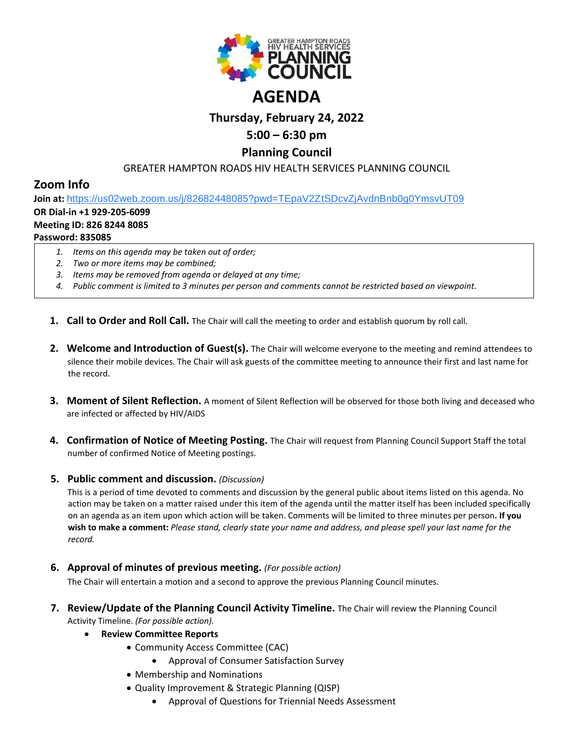GREATER HAMPTON ROADS HIV HEALTH SERVICES PLANNING COUNCIL

# AGENDA

## Thursday, February 24, 2022

## 5:00 – 6:30 pm

## Planning Council

GREATER HAMPTON ROADS HIV HEALTH SERVICES PLANNING COUNCIL

## Zoom Info

**Join at:** https://us02web.zoom.us/j/82682448085?pwd=TEpaV2ZtSDcvZjAvdnBnb0g0YmsvUT09
**OR Dial-in +1 929-205-6099**
**Meeting ID: 826 8244 8085**
**Password: 835085**

1. *Items on this agenda may be taken out of order;*
2. *Two or more items may be combined;*
3. *Items may be removed from agenda or delayed at any time;*
4. *Public comment is limited to 3 minutes per person and comments cannot be restricted based on viewpoint.*

1. **Call to Order and Roll Call.** The Chair will call the meeting to order and establish quorum by roll call.

2. **Welcome and Introduction of Guest(s).** The Chair will welcome everyone to the meeting and remind attendees to silence their mobile devices. The Chair will ask guests of the committee meeting to announce their first and last name for the record.

3. **Moment of Silent Reflection.** A moment of Silent Reflection will be observed for those both living and deceased who are infected or affected by HIV/AIDS

4. **Confirmation of Notice of Meeting Posting.** The Chair will request from Planning Council Support Staff the total number of confirmed Notice of Meeting postings.

5. **Public comment and discussion.** *(Discussion)*
   This is a period of time devoted to comments and discussion by the general public about items listed on this agenda. No action may be taken on a matter raised under this item of the agenda until the matter itself has been included specifically on an agenda as an item upon which action will be taken. Comments will be limited to three minutes per person**. If you wish to make a comment:** *Please stand, clearly state your name and address, and please spell your last name for the record.*

6. **Approval of minutes of previous meeting.** *(For possible action)*
   The Chair will entertain a motion and a second to approve the previous Planning Council minutes.

7. **Review/Update of the Planning Council Activity Timeline.** The Chair will review the Planning Council Activity Timeline. *(For possible action).*
   - **Review Committee Reports**
     - Community Access Committee (CAC)
       - Approval of Consumer Satisfaction Survey
     - Membership and Nominations
     - Quality Improvement & Strategic Planning (QISP)
       - Approval of Questions for Triennial Needs Assessment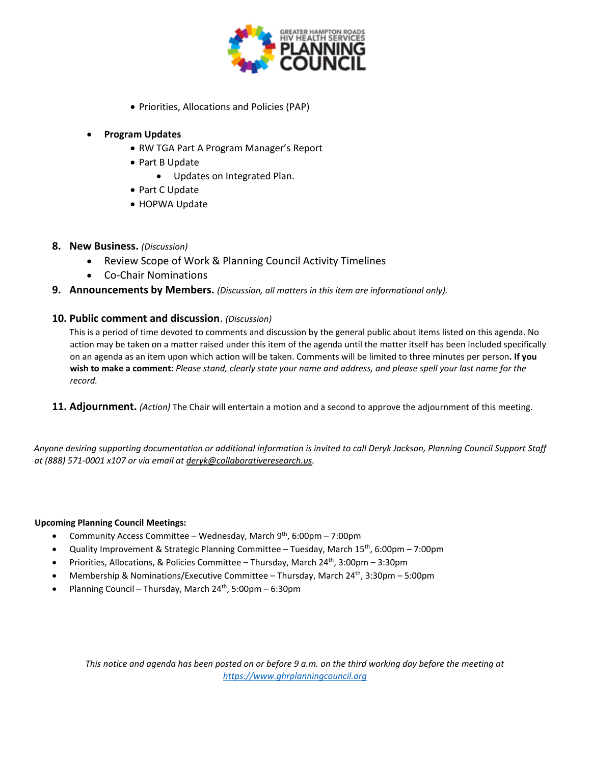GREATER HAMPTON ROADS HIV HEALTH SERVICES PLANNING COUNCIL

- Priorities, Allocations and Policies (PAP)

- **Program Updates**
  - RW TGA Part A Program Manager's Report
  - Part B Update
    - Updates on Integrated Plan.
  - Part C Update
  - HOPWA Update

8. **New Business.** *(Discussion)*
   - Review Scope of Work & Planning Council Activity Timelines
   - Co-Chair Nominations

9. **Announcements by Members.** *(Discussion, all matters in this item are informational only).*

10. **Public comment and discussion.** *(Discussion)*
    This is a period of time devoted to comments and discussion by the general public about items listed on this agenda. No action may be taken on a matter raised under this item of the agenda until the matter itself has been included specifically on an agenda as an item upon which action will be taken. Comments will be limited to three minutes per person**. If you wish to make a comment:** *Please stand, clearly state your name and address, and please spell your last name for the record.*

11. **Adjournment.** *(Action)* The Chair will entertain a motion and a second to approve the adjournment of this meeting.

*Anyone desiring supporting documentation or additional information is invited to call Deryk Jackson, Planning Council Support Staff at (888) 571-0001 x107 or via email at deryk@collaborativeresearch.us.*

**Upcoming Planning Council Meetings:**

- Community Access Committee – Wednesday, March 9th, 6:00pm – 7:00pm
- Quality Improvement & Strategic Planning Committee – Tuesday, March 15th, 6:00pm – 7:00pm
- Priorities, Allocations, & Policies Committee – Thursday, March 24th, 3:00pm – 3:30pm
- Membership & Nominations/Executive Committee – Thursday, March 24th, 3:30pm – 5:00pm
- Planning Council – Thursday, March 24th, 5:00pm – 6:30pm

*This notice and agenda has been posted on or before 9 a.m. on the third working day before the meeting at https://www.ghrplanningcouncil.org*